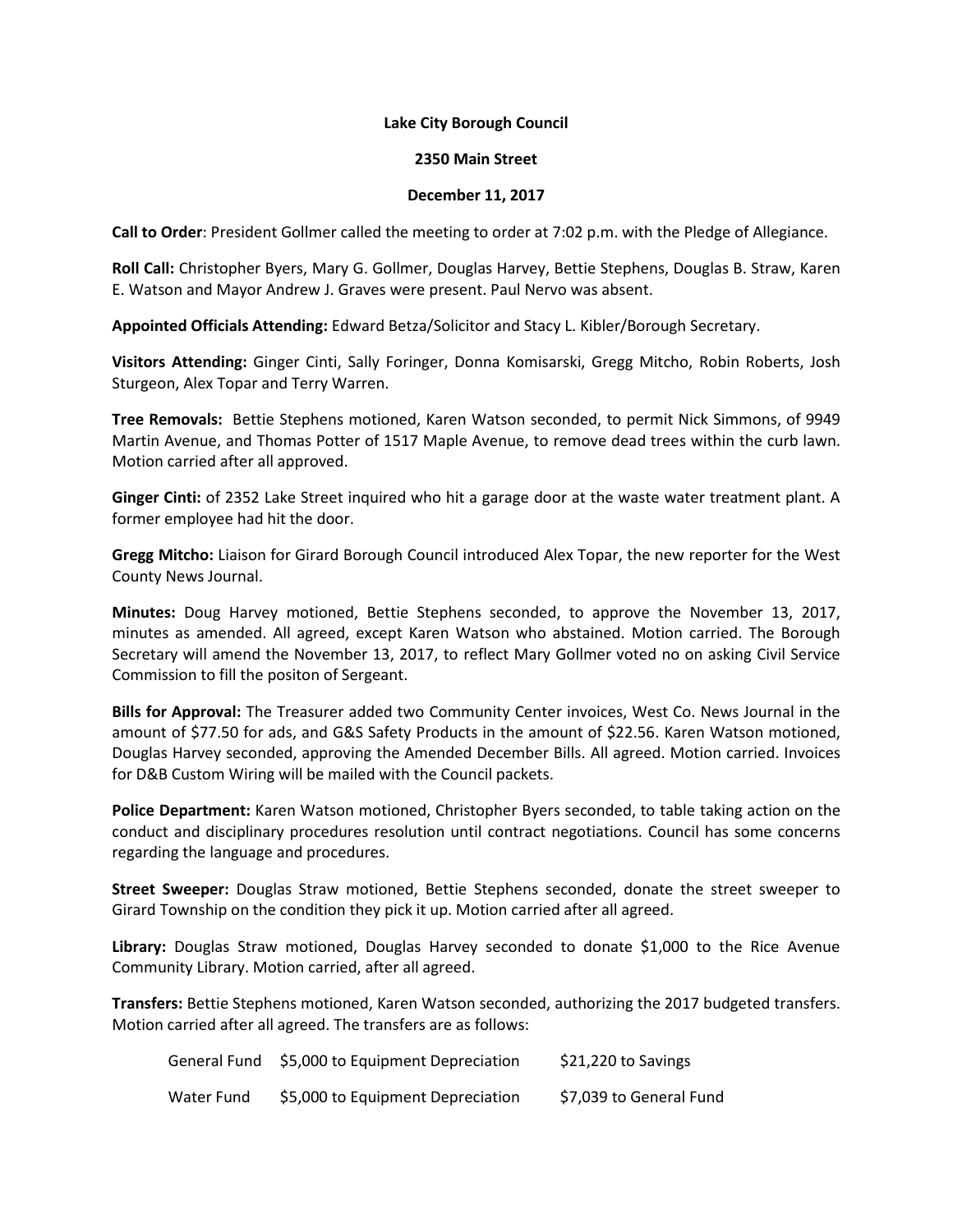**Lake City Borough Council**

**2350 Main Street**

**December 11, 2017**

**Call to Order**: President Gollmer called the meeting to order at 7:02 p.m. with the Pledge of Allegiance.

**Roll Call:** Christopher Byers, Mary G. Gollmer, Douglas Harvey, Bettie Stephens, Douglas B. Straw, Karen E. Watson and Mayor Andrew J. Graves were present. Paul Nervo was absent.

**Appointed Officials Attending:** Edward Betza/Solicitor and Stacy L. Kibler/Borough Secretary.

**Visitors Attending:** Ginger Cinti, Sally Foringer, Donna Komisarski, Gregg Mitcho, Robin Roberts, Josh Sturgeon, Alex Topar and Terry Warren.

**Tree Removals:** Bettie Stephens motioned, Karen Watson seconded, to permit Nick Simmons, of 9949 Martin Avenue, and Thomas Potter of 1517 Maple Avenue, to remove dead trees within the curb lawn. Motion carried after all approved.

**Ginger Cinti:** of 2352 Lake Street inquired who hit a garage door at the waste water treatment plant. A former employee had hit the door.

**Gregg Mitcho:** Liaison for Girard Borough Council introduced Alex Topar, the new reporter for the West County News Journal.

**Minutes:** Doug Harvey motioned, Bettie Stephens seconded, to approve the November 13, 2017, minutes as amended. All agreed, except Karen Watson who abstained. Motion carried. The Borough Secretary will amend the November 13, 2017, to reflect Mary Gollmer voted no on asking Civil Service Commission to fill the positon of Sergeant.

**Bills for Approval:** The Treasurer added two Community Center invoices, West Co. News Journal in the amount of $77.50 for ads, and G&S Safety Products in the amount of $22.56. Karen Watson motioned, Douglas Harvey seconded, approving the Amended December Bills. All agreed. Motion carried. Invoices for D&B Custom Wiring will be mailed with the Council packets.

**Police Department:** Karen Watson motioned, Christopher Byers seconded, to table taking action on the conduct and disciplinary procedures resolution until contract negotiations. Council has some concerns regarding the language and procedures.

**Street Sweeper:** Douglas Straw motioned, Bettie Stephens seconded, donate the street sweeper to Girard Township on the condition they pick it up. Motion carried after all agreed.

**Library:** Douglas Straw motioned, Douglas Harvey seconded to donate $1,000 to the Rice Avenue Community Library. Motion carried, after all agreed.

**Transfers:** Bettie Stephens motioned, Karen Watson seconded, authorizing the 2017 budgeted transfers. Motion carried after all agreed. The transfers are as follows:

| | | |
|---|---|---|
| General Fund | $5,000 to Equipment Depreciation | $21,220 to Savings |
| Water Fund | $5,000 to Equipment Depreciation | $7,039 to General Fund |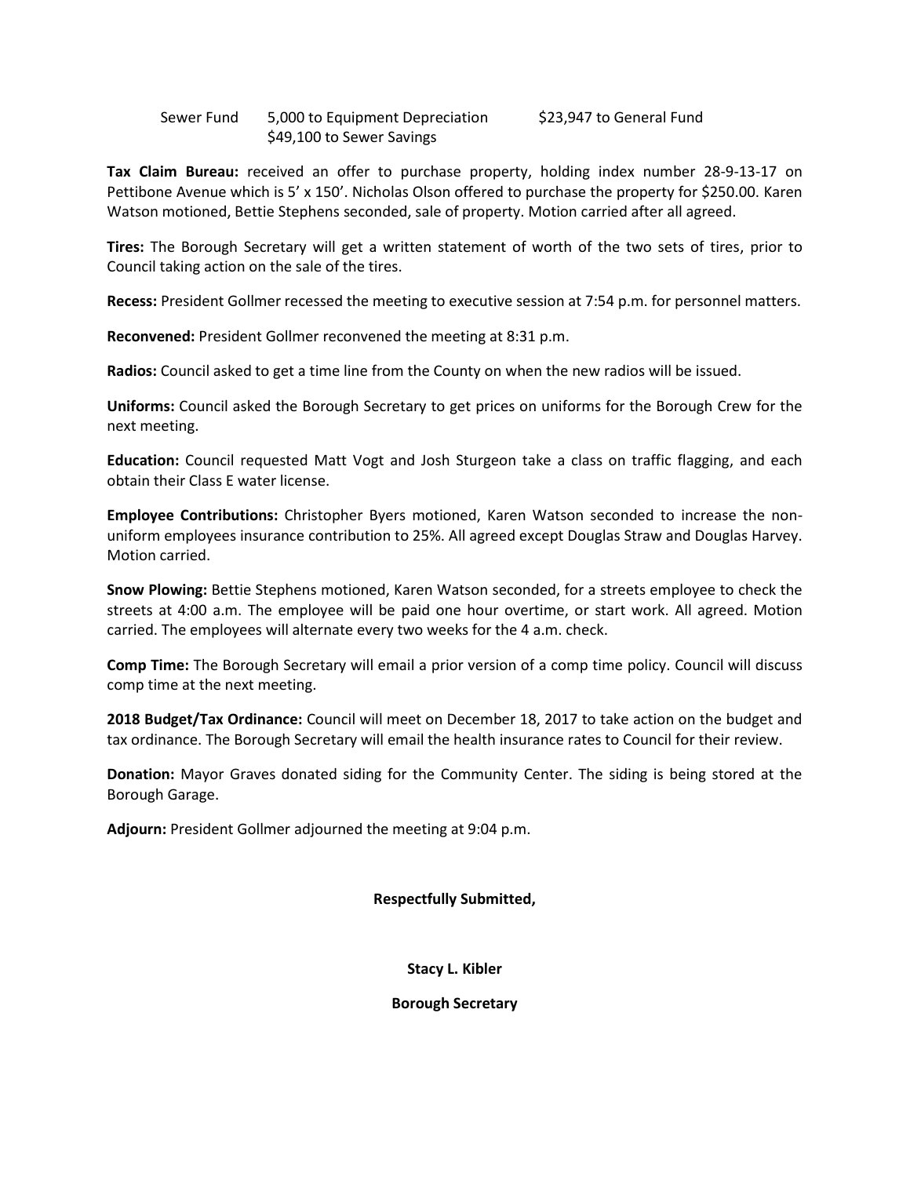| | | |
|---|---|---|
| Sewer Fund | 5,000 to Equipment Depreciation<br>$49,100 to Sewer Savings | $23,947 to General Fund |

**Tax Claim Bureau:** received an offer to purchase property, holding index number 28-9-13-17 on Pettibone Avenue which is 5' x 150'. Nicholas Olson offered to purchase the property for $250.00. Karen Watson motioned, Bettie Stephens seconded, sale of property. Motion carried after all agreed.

**Tires:** The Borough Secretary will get a written statement of worth of the two sets of tires, prior to Council taking action on the sale of the tires.

**Recess:** President Gollmer recessed the meeting to executive session at 7:54 p.m. for personnel matters.

**Reconvened:** President Gollmer reconvened the meeting at 8:31 p.m.

**Radios:** Council asked to get a time line from the County on when the new radios will be issued.

**Uniforms:** Council asked the Borough Secretary to get prices on uniforms for the Borough Crew for the next meeting.

**Education:** Council requested Matt Vogt and Josh Sturgeon take a class on traffic flagging, and each obtain their Class E water license.

**Employee Contributions:** Christopher Byers motioned, Karen Watson seconded to increase the non-uniform employees insurance contribution to 25%. All agreed except Douglas Straw and Douglas Harvey. Motion carried.

**Snow Plowing:** Bettie Stephens motioned, Karen Watson seconded, for a streets employee to check the streets at 4:00 a.m. The employee will be paid one hour overtime, or start work. All agreed. Motion carried. The employees will alternate every two weeks for the 4 a.m. check.

**Comp Time:** The Borough Secretary will email a prior version of a comp time policy. Council will discuss comp time at the next meeting.

**2018 Budget/Tax Ordinance:** Council will meet on December 18, 2017 to take action on the budget and tax ordinance. The Borough Secretary will email the health insurance rates to Council for their review.

**Donation:** Mayor Graves donated siding for the Community Center. The siding is being stored at the Borough Garage.

**Adjourn:** President Gollmer adjourned the meeting at 9:04 p.m.

**Respectfully Submitted,**

**Stacy L. Kibler**

**Borough Secretary**